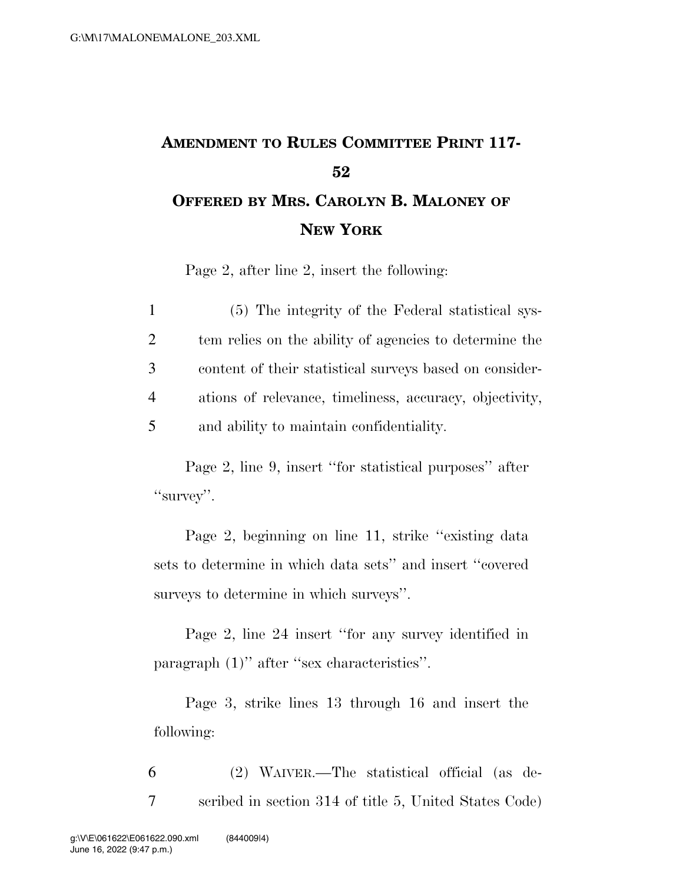# AMENDMENT TO RULES COMMITTEE PRINT 117-52

## OFFERED BY MRS. CAROLYN B. MALONEY OF NEW YORK

Page 2, after line 2, insert the following:

1 (5) The integrity of the Federal statistical sys-
2 tem relies on the ability of agencies to determine the
3 content of their statistical surveys based on consider-
4 ations of relevance, timeliness, accuracy, objectivity,
5 and ability to maintain confidentiality.

Page 2, line 9, insert ''for statistical purposes'' after ''survey''.

Page 2, beginning on line 11, strike ''existing data sets to determine in which data sets'' and insert ''covered surveys to determine in which surveys''.

Page 2, line 24 insert ''for any survey identified in paragraph (1)'' after ''sex characteristics''.

Page 3, strike lines 13 through 16 and insert the following:

6 (2) WAIVER.—The statistical official (as de-
7 scribed in section 314 of title 5, United States Code)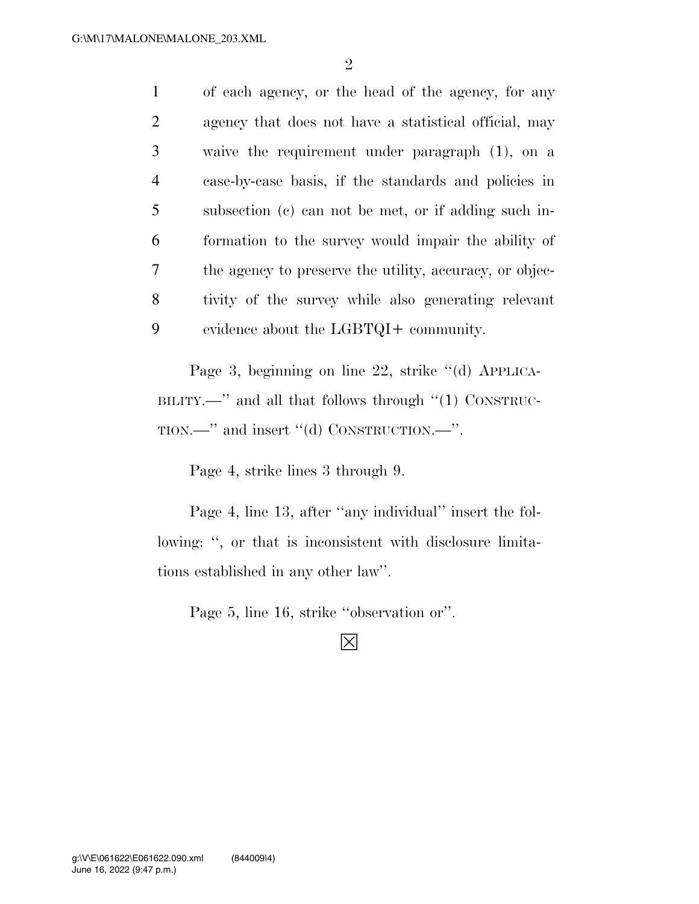of each agency, or the head of the agency, for any agency that does not have a statistical official, may waive the requirement under paragraph (1), on a case-by-case basis, if the standards and policies in subsection (c) can not be met, or if adding such information to the survey would impair the ability of the agency to preserve the utility, accuracy, or objectivity of the survey while also generating relevant evidence about the LGBTQI+ community.

Page 3, beginning on line 22, strike ''(d) APPLICABILITY.—'' and all that follows through ''(1) CONSTRUCTION.—'' and insert ''(d) CONSTRUCTION.—''.

Page 4, strike lines 3 through 9.

Page 4, line 13, after ''any individual'' insert the following: '', or that is inconsistent with disclosure limitations established in any other law''.

Page 5, line 16, strike ''observation or''.

☒